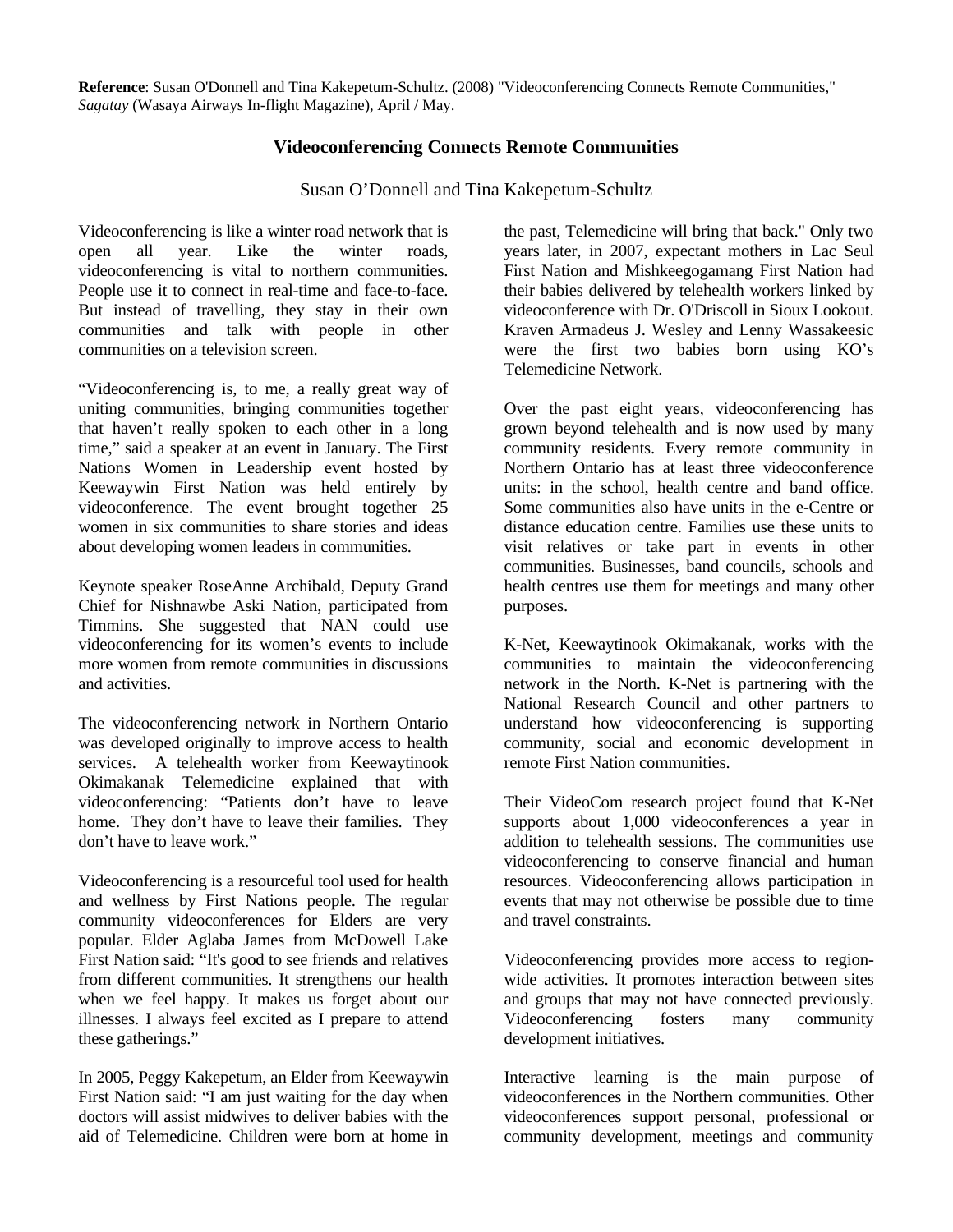**Reference**: Susan O'Donnell and Tina Kakepetum-Schultz. (2008) "Videoconferencing Connects Remote Communities," *Sagatay* (Wasaya Airways In-flight Magazine), April / May.

# Videoconferencing Connects Remote Communities

Susan O'Donnell and Tina Kakepetum-Schultz

Videoconferencing is like a winter road network that is open all year. Like the winter roads, videoconferencing is vital to northern communities. People use it to connect in real-time and face-to-face. But instead of travelling, they stay in their own communities and talk with people in other communities on a television screen.

"Videoconferencing is, to me, a really great way of uniting communities, bringing communities together that haven't really spoken to each other in a long time," said a speaker at an event in January. The First Nations Women in Leadership event hosted by Keewaywin First Nation was held entirely by videoconference. The event brought together 25 women in six communities to share stories and ideas about developing women leaders in communities.

Keynote speaker RoseAnne Archibald, Deputy Grand Chief for Nishnawbe Aski Nation, participated from Timmins. She suggested that NAN could use videoconferencing for its women's events to include more women from remote communities in discussions and activities.

The videoconferencing network in Northern Ontario was developed originally to improve access to health services. A telehealth worker from Keewaytinook Okimakanak Telemedicine explained that with videoconferencing: "Patients don't have to leave home. They don't have to leave their families. They don't have to leave work."

Videoconferencing is a resourceful tool used for health and wellness by First Nations people. The regular community videoconferences for Elders are very popular. Elder Aglaba James from McDowell Lake First Nation said: "It's good to see friends and relatives from different communities. It strengthens our health when we feel happy. It makes us forget about our illnesses. I always feel excited as I prepare to attend these gatherings."

In 2005, Peggy Kakepetum, an Elder from Keewaywin First Nation said: "I am just waiting for the day when doctors will assist midwives to deliver babies with the aid of Telemedicine. Children were born at home in the past, Telemedicine will bring that back." Only two years later, in 2007, expectant mothers in Lac Seul First Nation and Mishkeegogamang First Nation had their babies delivered by telehealth workers linked by videoconference with Dr. O'Driscoll in Sioux Lookout. Kraven Armadeus J. Wesley and Lenny Wassakeesic were the first two babies born using KO's Telemedicine Network.

Over the past eight years, videoconferencing has grown beyond telehealth and is now used by many community residents. Every remote community in Northern Ontario has at least three videoconference units: in the school, health centre and band office. Some communities also have units in the e-Centre or distance education centre. Families use these units to visit relatives or take part in events in other communities. Businesses, band councils, schools and health centres use them for meetings and many other purposes.

K-Net, Keewaytinook Okimakanak, works with the communities to maintain the videoconferencing network in the North. K-Net is partnering with the National Research Council and other partners to understand how videoconferencing is supporting community, social and economic development in remote First Nation communities.

Their VideoCom research project found that K-Net supports about 1,000 videoconferences a year in addition to telehealth sessions. The communities use videoconferencing to conserve financial and human resources. Videoconferencing allows participation in events that may not otherwise be possible due to time and travel constraints.

Videoconferencing provides more access to region-wide activities. It promotes interaction between sites and groups that may not have connected previously. Videoconferencing fosters many community development initiatives.

Interactive learning is the main purpose of videoconferences in the Northern communities. Other videoconferences support personal, professional or community development, meetings and community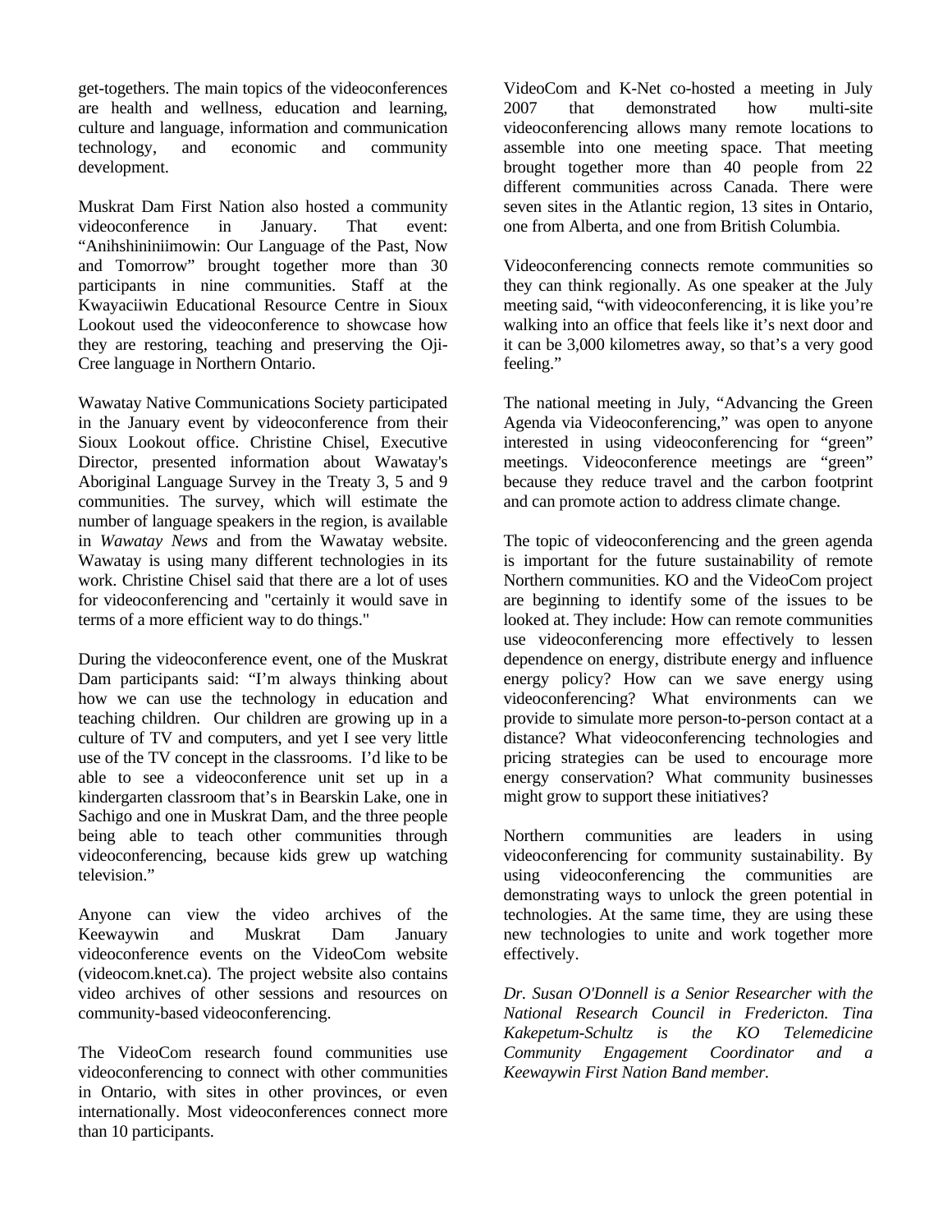get-togethers. The main topics of the videoconferences are health and wellness, education and learning, culture and language, information and communication technology, and economic and community development.

Muskrat Dam First Nation also hosted a community videoconference in January. That event: “Anihshininiimowin: Our Language of the Past, Now and Tomorrow” brought together more than 30 participants in nine communities. Staff at the Kwayaciiwin Educational Resource Centre in Sioux Lookout used the videoconference to showcase how they are restoring, teaching and preserving the Oji-Cree language in Northern Ontario.

Wawatay Native Communications Society participated in the January event by videoconference from their Sioux Lookout office. Christine Chisel, Executive Director, presented information about Wawatay's Aboriginal Language Survey in the Treaty 3, 5 and 9 communities. The survey, which will estimate the number of language speakers in the region, is available in *Wawatay News* and from the Wawatay website. Wawatay is using many different technologies in its work. Christine Chisel said that there are a lot of uses for videoconferencing and "certainly it would save in terms of a more efficient way to do things."

During the videoconference event, one of the Muskrat Dam participants said: “I’m always thinking about how we can use the technology in education and teaching children. Our children are growing up in a culture of TV and computers, and yet I see very little use of the TV concept in the classrooms. I’d like to be able to see a videoconference unit set up in a kindergarten classroom that’s in Bearskin Lake, one in Sachigo and one in Muskrat Dam, and the three people being able to teach other communities through videoconferencing, because kids grew up watching television.”

Anyone can view the video archives of the Keewaywin and Muskrat Dam January videoconference events on the VideoCom website (videocom.knet.ca). The project website also contains video archives of other sessions and resources on community-based videoconferencing.

The VideoCom research found communities use videoconferencing to connect with other communities in Ontario, with sites in other provinces, or even internationally. Most videoconferences connect more than 10 participants.

VideoCom and K-Net co-hosted a meeting in July 2007 that demonstrated how multi-site videoconferencing allows many remote locations to assemble into one meeting space. That meeting brought together more than 40 people from 22 different communities across Canada. There were seven sites in the Atlantic region, 13 sites in Ontario, one from Alberta, and one from British Columbia.

Videoconferencing connects remote communities so they can think regionally. As one speaker at the July meeting said, “with videoconferencing, it is like you’re walking into an office that feels like it’s next door and it can be 3,000 kilometres away, so that’s a very good feeling.”

The national meeting in July, “Advancing the Green Agenda via Videoconferencing,” was open to anyone interested in using videoconferencing for “green” meetings. Videoconference meetings are “green” because they reduce travel and the carbon footprint and can promote action to address climate change.

The topic of videoconferencing and the green agenda is important for the future sustainability of remote Northern communities. KO and the VideoCom project are beginning to identify some of the issues to be looked at. They include: How can remote communities use videoconferencing more effectively to lessen dependence on energy, distribute energy and influence energy policy? How can we save energy using videoconferencing? What environments can we provide to simulate more person-to-person contact at a distance? What videoconferencing technologies and pricing strategies can be used to encourage more energy conservation? What community businesses might grow to support these initiatives?

Northern communities are leaders in using videoconferencing for community sustainability. By using videoconferencing the communities are demonstrating ways to unlock the green potential in technologies. At the same time, they are using these new technologies to unite and work together more effectively.

*Dr. Susan O'Donnell is a Senior Researcher with the National Research Council in Fredericton. Tina Kakepetum-Schultz is the KO Telemedicine Community Engagement Coordinator and a Keewaywin First Nation Band member.*